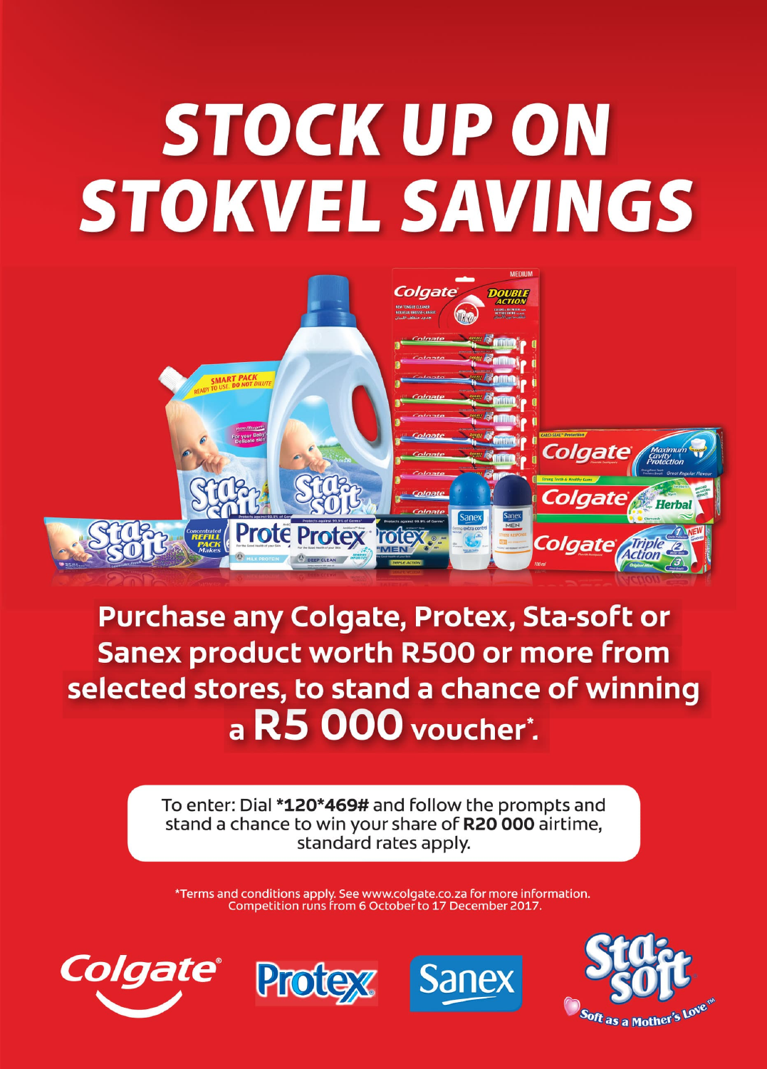# STOCK UP ON STOKVEL SAVINGS

**Purchase any Colgate, Protex, Sta-soft or Sanex product worth R500 or more from selected stores, to stand a chance of winning a R5 000 voucher*.**

To enter: Dial ***120*469#** and follow the prompts and stand a chance to win your share of **R20 000** airtime, standard rates apply.

*Terms and conditions apply. See www.colgate.co.za for more information. Competition runs from 6 October to 17 December 2017.

Colgate · Protex · Sanex · Sta-soft — Soft as a Mother's Love™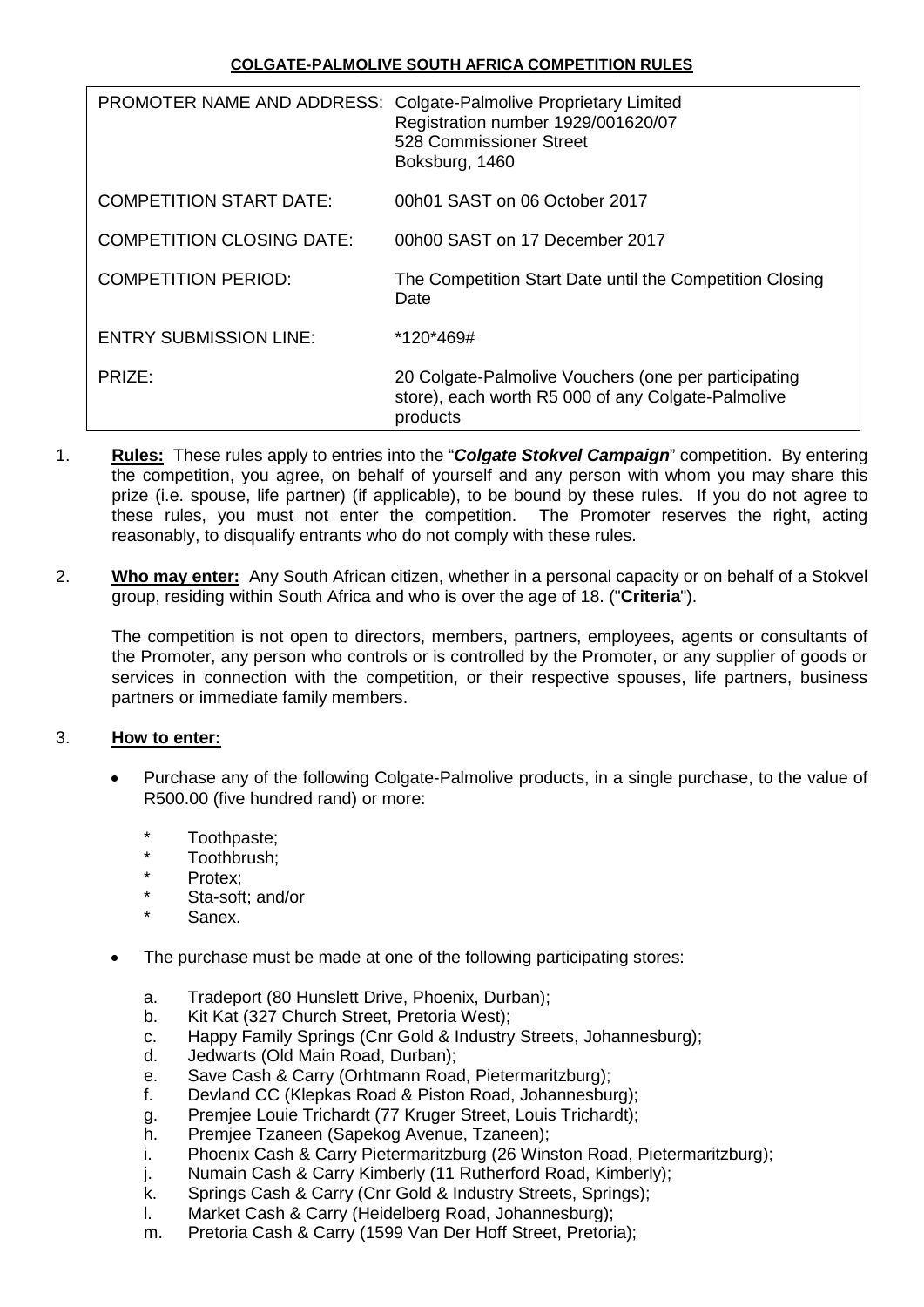**COLGATE-PALMOLIVE SOUTH AFRICA COMPETITION RULES**

| | |
|---|---|
| PROMOTER NAME AND ADDRESS: | Colgate-Palmolive Proprietary Limited<br>Registration number 1929/001620/07<br>528 Commissioner Street<br>Boksburg, 1460 |
| COMPETITION START DATE: | 00h01 SAST on 06 October 2017 |
| COMPETITION CLOSING DATE: | 00h00 SAST on 17 December 2017 |
| COMPETITION PERIOD: | The Competition Start Date until the Competition Closing Date |
| ENTRY SUBMISSION LINE: | *120*469# |
| PRIZE: | 20 Colgate-Palmolive Vouchers (one per participating store), each worth R5 000 of any Colgate-Palmolive products |

1. **Rules:** These rules apply to entries into the "***Colgate Stokvel Campaign***" competition. By entering the competition, you agree, on behalf of yourself and any person with whom you may share this prize (i.e. spouse, life partner) (if applicable), to be bound by these rules. If you do not agree to these rules, you must not enter the competition. The Promoter reserves the right, acting reasonably, to disqualify entrants who do not comply with these rules.

2. **Who may enter:** Any South African citizen, whether in a personal capacity or on behalf of a Stokvel group, residing within South Africa and who is over the age of 18. ("**Criteria**").

   The competition is not open to directors, members, partners, employees, agents or consultants of the Promoter, any person who controls or is controlled by the Promoter, or any supplier of goods or services in connection with the competition, or their respective spouses, life partners, business partners or immediate family members.

3. **How to enter:**

   - Purchase any of the following Colgate-Palmolive products, in a single purchase, to the value of R500.00 (five hundred rand) or more:

     * Toothpaste;
     * Toothbrush;
     * Protex;
     * Sta-soft; and/or
     * Sanex.

   - The purchase must be made at one of the following participating stores:

     a. Tradeport (80 Hunslett Drive, Phoenix, Durban);
     b. Kit Kat (327 Church Street, Pretoria West);
     c. Happy Family Springs (Cnr Gold & Industry Streets, Johannesburg);
     d. Jedwarts (Old Main Road, Durban);
     e. Save Cash & Carry (Orhtmann Road, Pietermaritzburg);
     f. Devland CC (Klepkas Road & Piston Road, Johannesburg);
     g. Premjee Louie Trichardt (77 Kruger Street, Louis Trichardt);
     h. Premjee Tzaneen (Sapekog Avenue, Tzaneen);
     i. Phoenix Cash & Carry Pietermaritzburg (26 Winston Road, Pietermaritzburg);
     j. Numain Cash & Carry Kimberly (11 Rutherford Road, Kimberly);
     k. Springs Cash & Carry (Cnr Gold & Industry Streets, Springs);
     l. Market Cash & Carry (Heidelberg Road, Johannesburg);
     m. Pretoria Cash & Carry (1599 Van Der Hoff Street, Pretoria);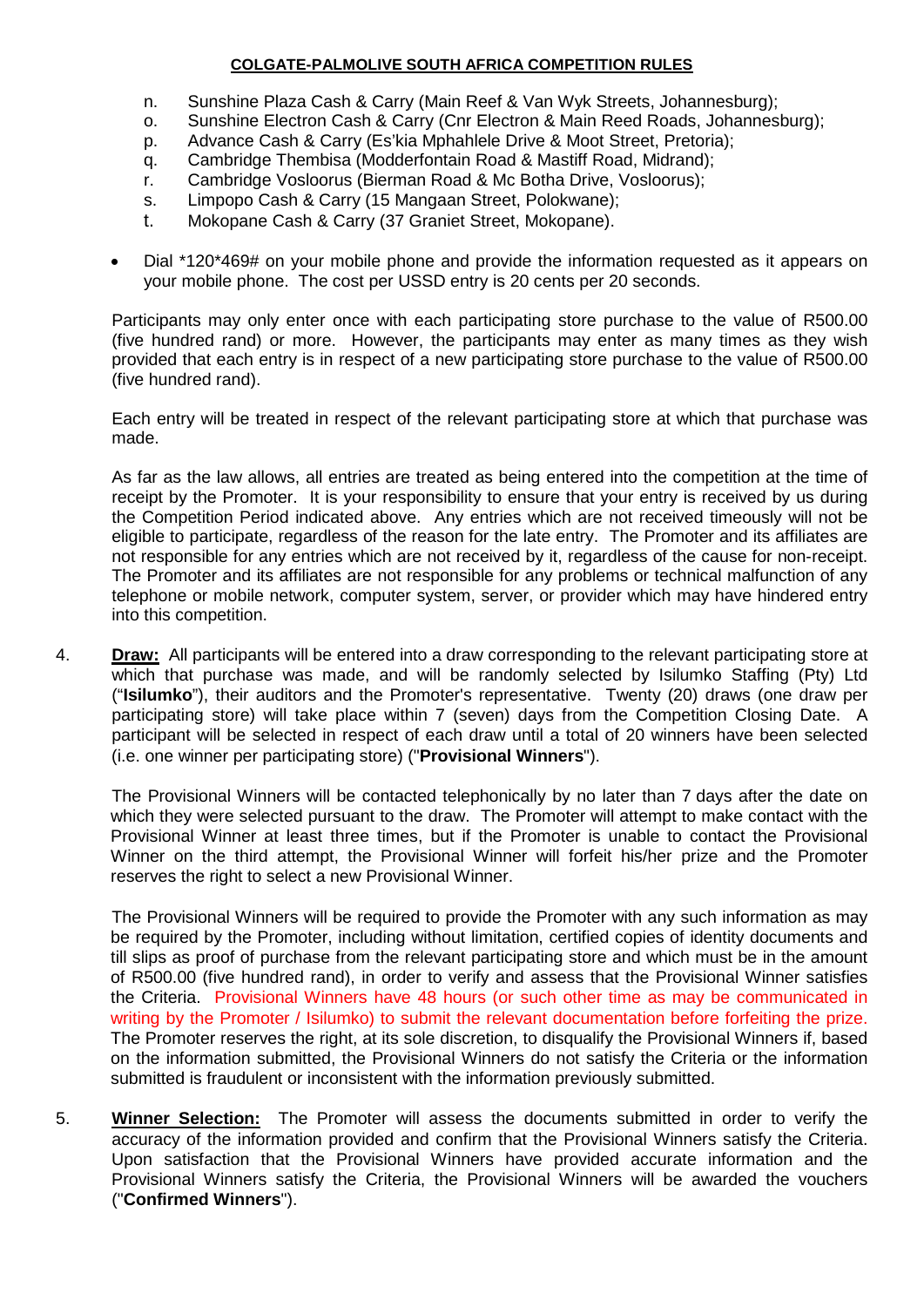n. Sunshine Plaza Cash & Carry (Main Reef & Van Wyk Streets, Johannesburg);
o. Sunshine Electron Cash & Carry (Cnr Electron & Main Reed Roads, Johannesburg);
p. Advance Cash & Carry (Es'kia Mphahlele Drive & Moot Street, Pretoria);
q. Cambridge Thembisa (Modderfontain Road & Mastiff Road, Midrand);
r. Cambridge Vosloorus (Bierman Road & Mc Botha Drive, Vosloorus);
s. Limpopo Cash & Carry (15 Mangaan Street, Polokwane);
t. Mokopane Cash & Carry (37 Graniet Street, Mokopane).

- Dial *120*469# on your mobile phone and provide the information requested as it appears on your mobile phone. The cost per USSD entry is 20 cents per 20 seconds.

Participants may only enter once with each participating store purchase to the value of R500.00 (five hundred rand) or more. However, the participants may enter as many times as they wish provided that each entry is in respect of a new participating store purchase to the value of R500.00 (five hundred rand).

Each entry will be treated in respect of the relevant participating store at which that purchase was made.

As far as the law allows, all entries are treated as being entered into the competition at the time of receipt by the Promoter. It is your responsibility to ensure that your entry is received by us during the Competition Period indicated above. Any entries which are not received timeously will not be eligible to participate, regardless of the reason for the late entry. The Promoter and its affiliates are not responsible for any entries which are not received by it, regardless of the cause for non-receipt. The Promoter and its affiliates are not responsible for any problems or technical malfunction of any telephone or mobile network, computer system, server, or provider which may have hindered entry into this competition.

4. **Draw:** All participants will be entered into a draw corresponding to the relevant participating store at which that purchase was made, and will be randomly selected by Isilumko Staffing (Pty) Ltd ("**Isilumko**"), their auditors and the Promoter's representative. Twenty (20) draws (one draw per participating store) will take place within 7 (seven) days from the Competition Closing Date. A participant will be selected in respect of each draw until a total of 20 winners have been selected (i.e. one winner per participating store) ("**Provisional Winners**").

   The Provisional Winners will be contacted telephonically by no later than 7 days after the date on which they were selected pursuant to the draw. The Promoter will attempt to make contact with the Provisional Winner at least three times, but if the Promoter is unable to contact the Provisional Winner on the third attempt, the Provisional Winner will forfeit his/her prize and the Promoter reserves the right to select a new Provisional Winner.

   The Provisional Winners will be required to provide the Promoter with any such information as may be required by the Promoter, including without limitation, certified copies of identity documents and till slips as proof of purchase from the relevant participating store and which must be in the amount of R500.00 (five hundred rand), in order to verify and assess that the Provisional Winner satisfies the Criteria. Provisional Winners have 48 hours (or such other time as may be communicated in writing by the Promoter / Isilumko) to submit the relevant documentation before forfeiting the prize. The Promoter reserves the right, at its sole discretion, to disqualify the Provisional Winners if, based on the information submitted, the Provisional Winners do not satisfy the Criteria or the information submitted is fraudulent or inconsistent with the information previously submitted.

5. **Winner Selection:** The Promoter will assess the documents submitted in order to verify the accuracy of the information provided and confirm that the Provisional Winners satisfy the Criteria. Upon satisfaction that the Provisional Winners have provided accurate information and the Provisional Winners satisfy the Criteria, the Provisional Winners will be awarded the vouchers ("**Confirmed Winners**").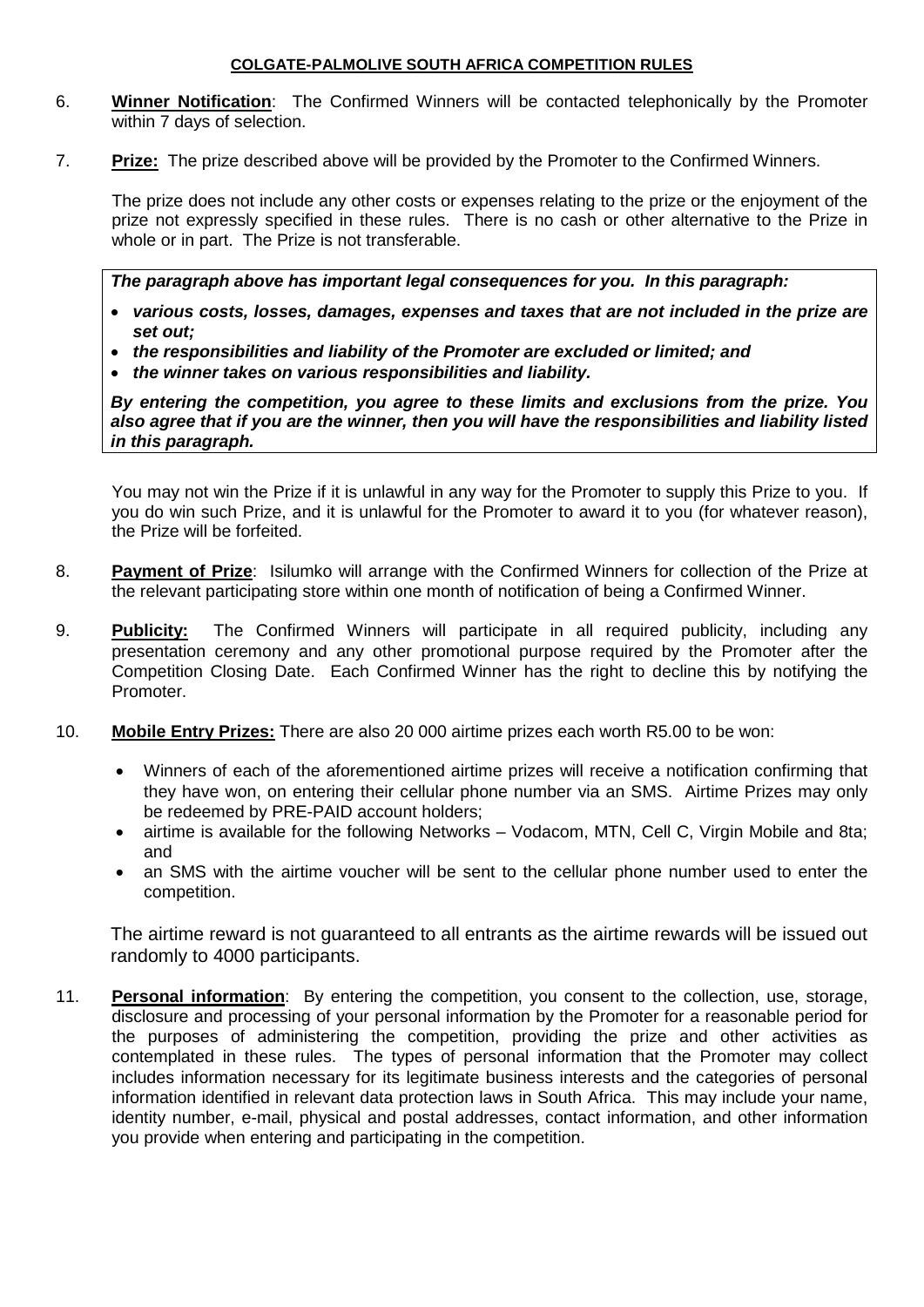**COLGATE-PALMOLIVE SOUTH AFRICA COMPETITION RULES**

6. **Winner Notification**: The Confirmed Winners will be contacted telephonically by the Promoter within 7 days of selection.

7. **Prize:** The prize described above will be provided by the Promoter to the Confirmed Winners.

   The prize does not include any other costs or expenses relating to the prize or the enjoyment of the prize not expressly specified in these rules. There is no cash or other alternative to the Prize in whole or in part. The Prize is not transferable.

   ***The paragraph above has important legal consequences for you. In this paragraph:***

   - ***various costs, losses, damages, expenses and taxes that are not included in the prize are set out;***
   - ***the responsibilities and liability of the Promoter are excluded or limited; and***
   - ***the winner takes on various responsibilities and liability.***

   ***By entering the competition, you agree to these limits and exclusions from the prize. You also agree that if you are the winner, then you will have the responsibilities and liability listed in this paragraph.***

   You may not win the Prize if it is unlawful in any way for the Promoter to supply this Prize to you. If you do win such Prize, and it is unlawful for the Promoter to award it to you (for whatever reason), the Prize will be forfeited.

8. **Payment of Prize**: Isilumko will arrange with the Confirmed Winners for collection of the Prize at the relevant participating store within one month of notification of being a Confirmed Winner.

9. **Publicity:** The Confirmed Winners will participate in all required publicity, including any presentation ceremony and any other promotional purpose required by the Promoter after the Competition Closing Date. Each Confirmed Winner has the right to decline this by notifying the Promoter.

10. **Mobile Entry Prizes:** There are also 20 000 airtime prizes each worth R5.00 to be won:

    - Winners of each of the aforementioned airtime prizes will receive a notification confirming that they have won, on entering their cellular phone number via an SMS. Airtime Prizes may only be redeemed by PRE-PAID account holders;
    - airtime is available for the following Networks – Vodacom, MTN, Cell C, Virgin Mobile and 8ta; and
    - an SMS with the airtime voucher will be sent to the cellular phone number used to enter the competition.

    The airtime reward is not guaranteed to all entrants as the airtime rewards will be issued out randomly to 4000 participants.

11. **Personal information**: By entering the competition, you consent to the collection, use, storage, disclosure and processing of your personal information by the Promoter for a reasonable period for the purposes of administering the competition, providing the prize and other activities as contemplated in these rules. The types of personal information that the Promoter may collect includes information necessary for its legitimate business interests and the categories of personal information identified in relevant data protection laws in South Africa. This may include your name, identity number, e-mail, physical and postal addresses, contact information, and other information you provide when entering and participating in the competition.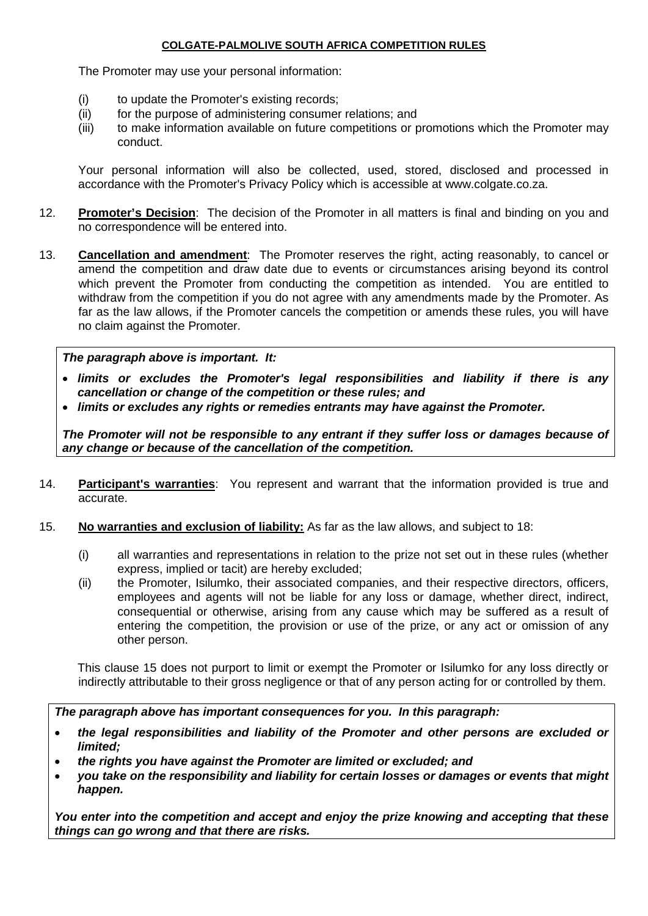**COLGATE-PALMOLIVE SOUTH AFRICA COMPETITION RULES**

The Promoter may use your personal information:

(i) to update the Promoter's existing records;
(ii) for the purpose of administering consumer relations; and
(iii) to make information available on future competitions or promotions which the Promoter may conduct.

Your personal information will also be collected, used, stored, disclosed and processed in accordance with the Promoter's Privacy Policy which is accessible at www.colgate.co.za.

12. **Promoter's Decision**: The decision of the Promoter in all matters is final and binding on you and no correspondence will be entered into.

13. **Cancellation and amendment**: The Promoter reserves the right, acting reasonably, to cancel or amend the competition and draw date due to events or circumstances arising beyond its control which prevent the Promoter from conducting the competition as intended. You are entitled to withdraw from the competition if you do not agree with any amendments made by the Promoter. As far as the law allows, if the Promoter cancels the competition or amends these rules, you will have no claim against the Promoter.

***The paragraph above is important. It:***

- ***limits or excludes the Promoter's legal responsibilities and liability if there is any cancellation or change of the competition or these rules; and***
- ***limits or excludes any rights or remedies entrants may have against the Promoter.***

***The Promoter will not be responsible to any entrant if they suffer loss or damages because of any change or because of the cancellation of the competition.***

14. **Participant's warranties**: You represent and warrant that the information provided is true and accurate.

15. **No warranties and exclusion of liability:** As far as the law allows, and subject to 18:

(i) all warranties and representations in relation to the prize not set out in these rules (whether express, implied or tacit) are hereby excluded;

(ii) the Promoter, Isilumko, their associated companies, and their respective directors, officers, employees and agents will not be liable for any loss or damage, whether direct, indirect, consequential or otherwise, arising from any cause which may be suffered as a result of entering the competition, the provision or use of the prize, or any act or omission of any other person.

This clause 15 does not purport to limit or exempt the Promoter or Isilumko for any loss directly or indirectly attributable to their gross negligence or that of any person acting for or controlled by them.

***The paragraph above has important consequences for you. In this paragraph:***

- ***the legal responsibilities and liability of the Promoter and other persons are excluded or limited;***
- ***the rights you have against the Promoter are limited or excluded; and***
- ***you take on the responsibility and liability for certain losses or damages or events that might happen.***

***You enter into the competition and accept and enjoy the prize knowing and accepting that these things can go wrong and that there are risks.***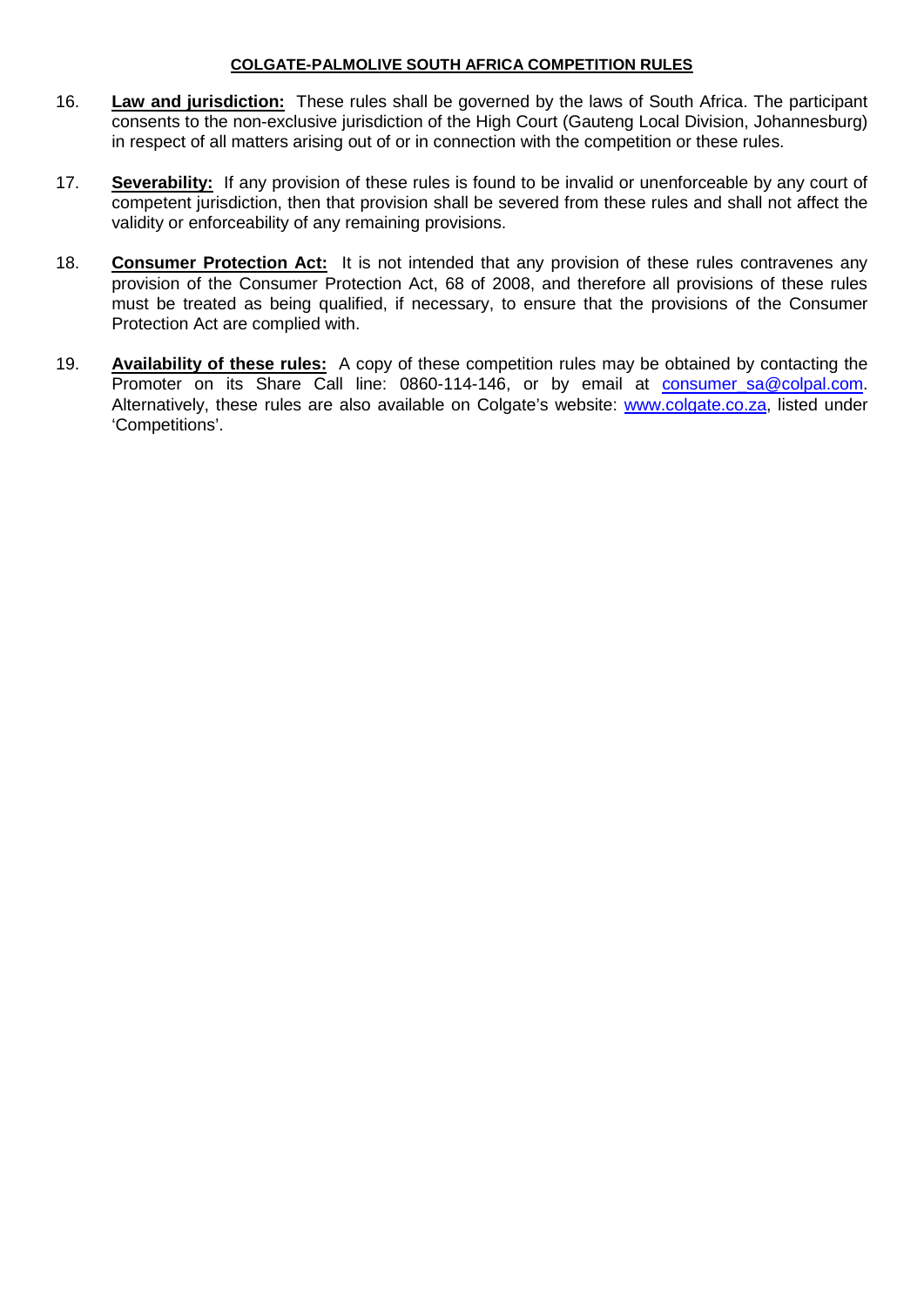**COLGATE-PALMOLIVE SOUTH AFRICA COMPETITION RULES**

16. **Law and jurisdiction:** These rules shall be governed by the laws of South Africa. The participant consents to the non-exclusive jurisdiction of the High Court (Gauteng Local Division, Johannesburg) in respect of all matters arising out of or in connection with the competition or these rules.

17. **Severability:** If any provision of these rules is found to be invalid or unenforceable by any court of competent jurisdiction, then that provision shall be severed from these rules and shall not affect the validity or enforceability of any remaining provisions.

18. **Consumer Protection Act:** It is not intended that any provision of these rules contravenes any provision of the Consumer Protection Act, 68 of 2008, and therefore all provisions of these rules must be treated as being qualified, if necessary, to ensure that the provisions of the Consumer Protection Act are complied with.

19. **Availability of these rules:** A copy of these competition rules may be obtained by contacting the Promoter on its Share Call line: 0860-114-146, or by email at consumer_sa@colpal.com. Alternatively, these rules are also available on Colgate's website: www.colgate.co.za, listed under 'Competitions'.